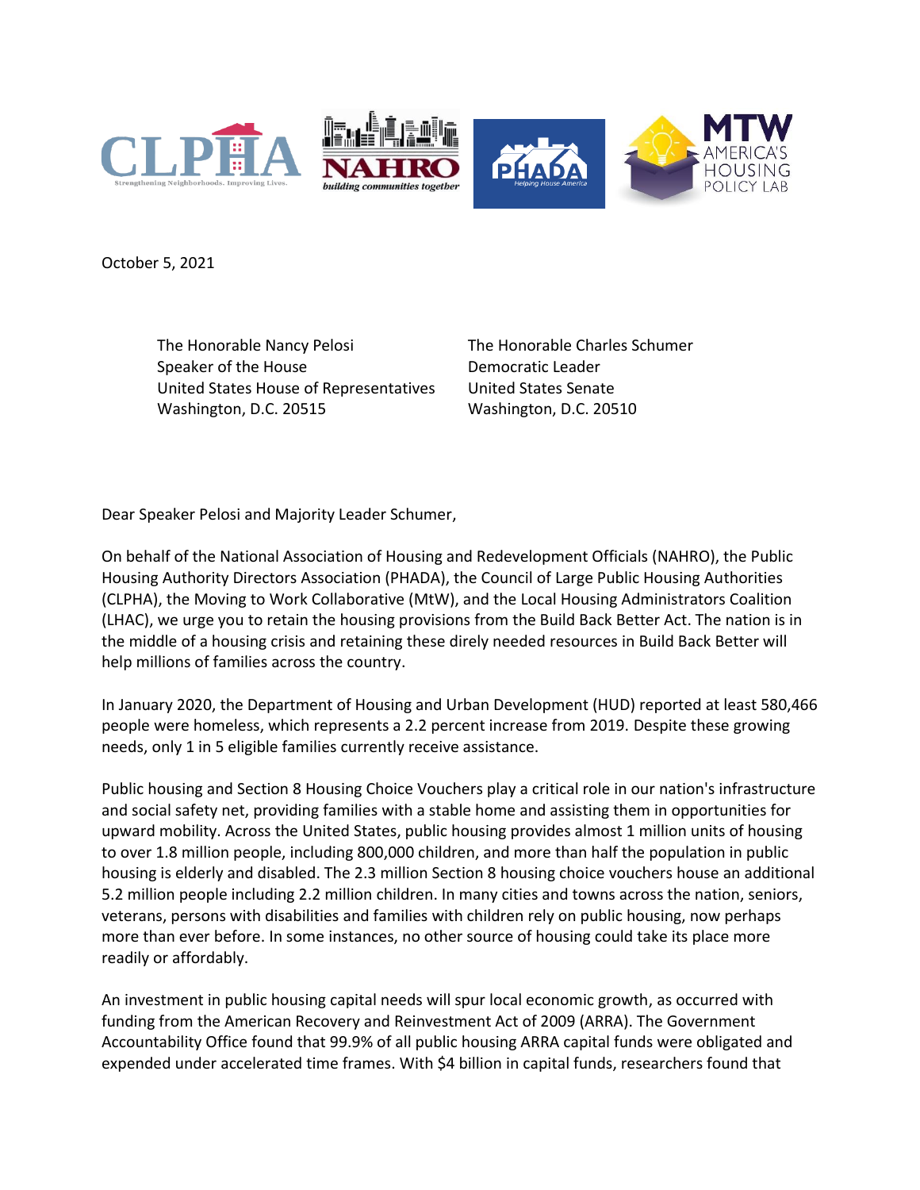October 5, 2021

The Honorable Nancy Pelosi
Speaker of the House
United States House of Representatives
Washington, D.C. 20515

The Honorable Charles Schumer
Democratic Leader
United States Senate
Washington, D.C. 20510

Dear Speaker Pelosi and Majority Leader Schumer,

On behalf of the National Association of Housing and Redevelopment Officials (NAHRO), the Public Housing Authority Directors Association (PHADA), the Council of Large Public Housing Authorities (CLPHA), the Moving to Work Collaborative (MtW), and the Local Housing Administrators Coalition (LHAC), we urge you to retain the housing provisions from the Build Back Better Act. The nation is in the middle of a housing crisis and retaining these direly needed resources in Build Back Better will help millions of families across the country.

In January 2020, the Department of Housing and Urban Development (HUD) reported at least 580,466 people were homeless, which represents a 2.2 percent increase from 2019. Despite these growing needs, only 1 in 5 eligible families currently receive assistance.

Public housing and Section 8 Housing Choice Vouchers play a critical role in our nation's infrastructure and social safety net, providing families with a stable home and assisting them in opportunities for upward mobility. Across the United States, public housing provides almost 1 million units of housing to over 1.8 million people, including 800,000 children, and more than half the population in public housing is elderly and disabled. The 2.3 million Section 8 housing choice vouchers house an additional 5.2 million people including 2.2 million children. In many cities and towns across the nation, seniors, veterans, persons with disabilities and families with children rely on public housing, now perhaps more than ever before. In some instances, no other source of housing could take its place more readily or affordably.

An investment in public housing capital needs will spur local economic growth, as occurred with funding from the American Recovery and Reinvestment Act of 2009 (ARRA). The Government Accountability Office found that 99.9% of all public housing ARRA capital funds were obligated and expended under accelerated time frames. With $4 billion in capital funds, researchers found that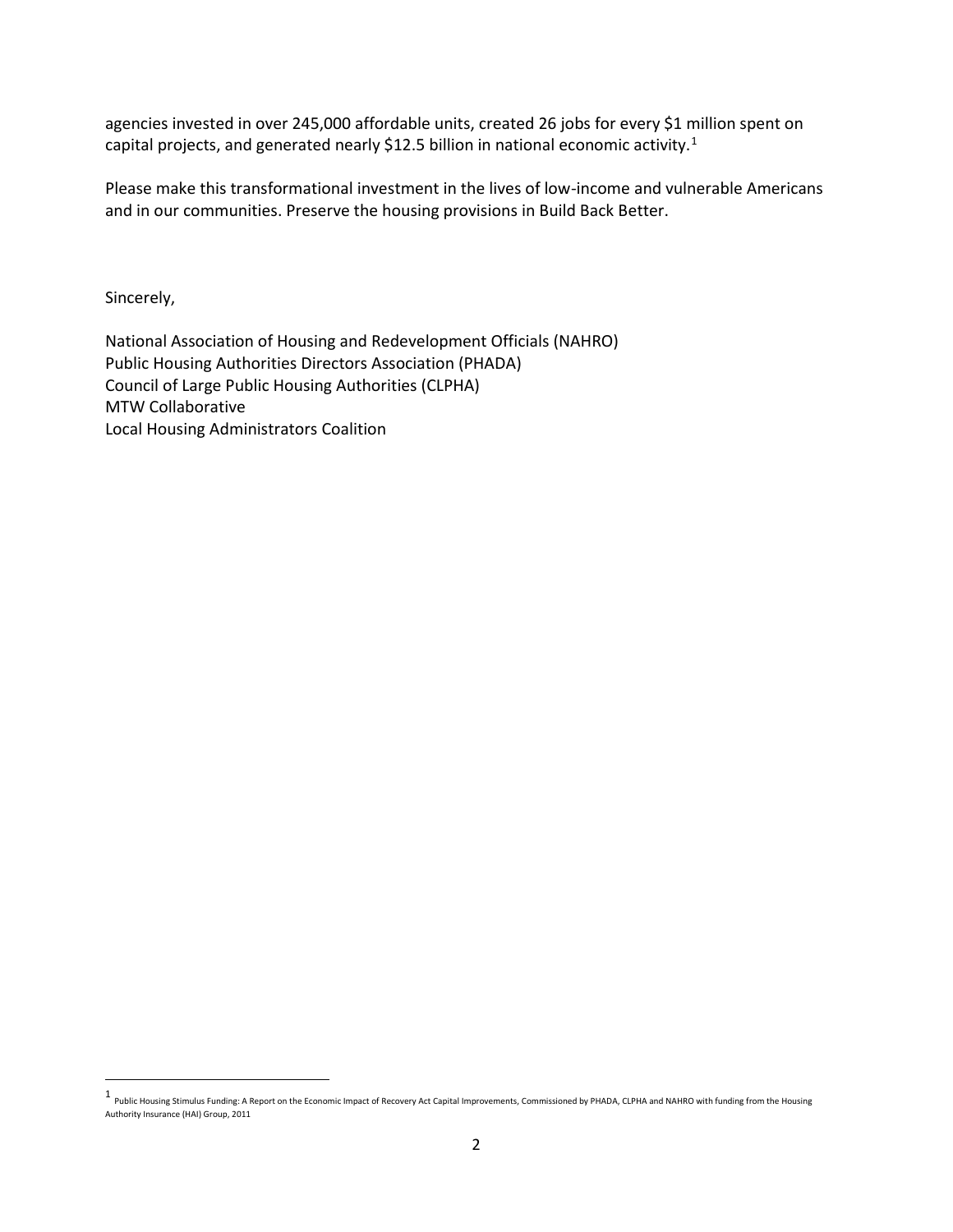agencies invested in over 245,000 affordable units, created 26 jobs for every $1 million spent on capital projects, and generated nearly $12.5 billion in national economic activity.[1]

Please make this transformational investment in the lives of low-income and vulnerable Americans and in our communities. Preserve the housing provisions in Build Back Better.

Sincerely,

National Association of Housing and Redevelopment Officials (NAHRO)
Public Housing Authorities Directors Association (PHADA)
Council of Large Public Housing Authorities (CLPHA)
MTW Collaborative
Local Housing Administrators Coalition

---

[1] Public Housing Stimulus Funding: A Report on the Economic Impact of Recovery Act Capital Improvements, Commissioned by PHADA, CLPHA and NAHRO with funding from the Housing Authority Insurance (HAI) Group, 2011